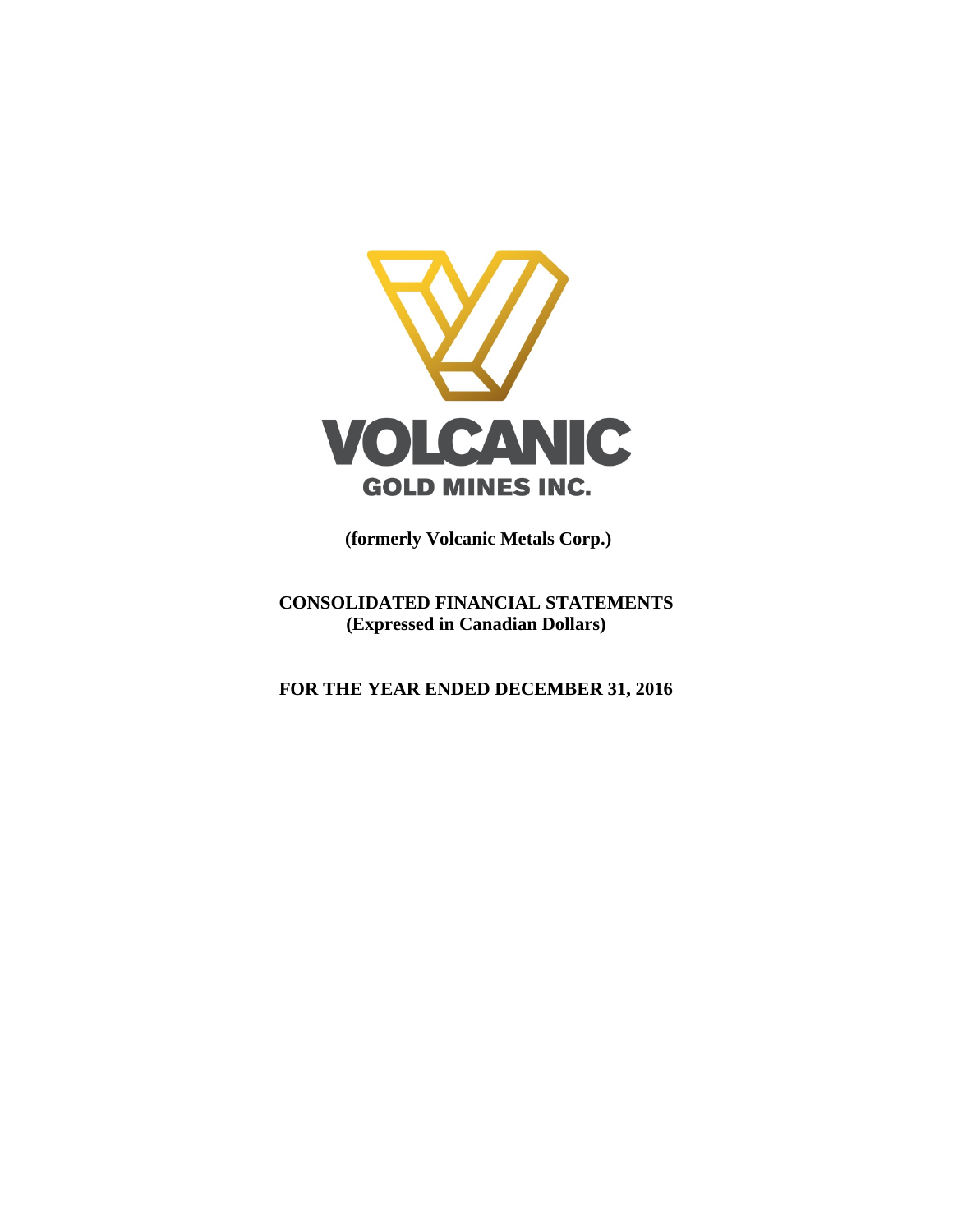VOLCANIC

GOLD MINES INC.

**(formerly Volcanic Metals Corp.)**

**CONSOLIDATED FINANCIAL STATEMENTS**
**(Expressed in Canadian Dollars)**

**FOR THE YEAR ENDED DECEMBER 31, 2016**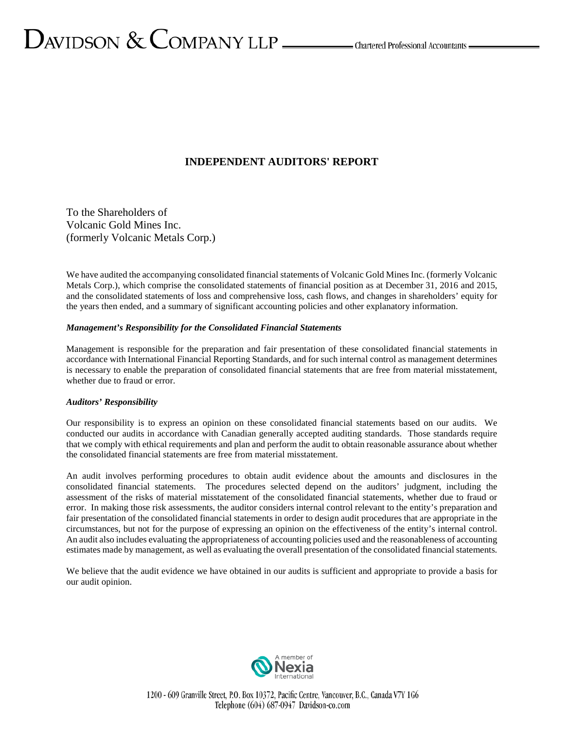# INDEPENDENT AUDITORS' REPORT

To the Shareholders of
Volcanic Gold Mines Inc.
(formerly Volcanic Metals Corp.)

We have audited the accompanying consolidated financial statements of Volcanic Gold Mines Inc. (formerly Volcanic Metals Corp.), which comprise the consolidated statements of financial position as at December 31, 2016 and 2015, and the consolidated statements of loss and comprehensive loss, cash flows, and changes in shareholders' equity for the years then ended, and a summary of significant accounting policies and other explanatory information.

***Management's Responsibility for the Consolidated Financial Statements***

Management is responsible for the preparation and fair presentation of these consolidated financial statements in accordance with International Financial Reporting Standards, and for such internal control as management determines is necessary to enable the preparation of consolidated financial statements that are free from material misstatement, whether due to fraud or error.

***Auditors' Responsibility***

Our responsibility is to express an opinion on these consolidated financial statements based on our audits. We conducted our audits in accordance with Canadian generally accepted auditing standards. Those standards require that we comply with ethical requirements and plan and perform the audit to obtain reasonable assurance about whether the consolidated financial statements are free from material misstatement.

An audit involves performing procedures to obtain audit evidence about the amounts and disclosures in the consolidated financial statements. The procedures selected depend on the auditors' judgment, including the assessment of the risks of material misstatement of the consolidated financial statements, whether due to fraud or error. In making those risk assessments, the auditor considers internal control relevant to the entity's preparation and fair presentation of the consolidated financial statements in order to design audit procedures that are appropriate in the circumstances, but not for the purpose of expressing an opinion on the effectiveness of the entity's internal control. An audit also includes evaluating the appropriateness of accounting policies used and the reasonableness of accounting estimates made by management, as well as evaluating the overall presentation of the consolidated financial statements.

We believe that the audit evidence we have obtained in our audits is sufficient and appropriate to provide a basis for our audit opinion.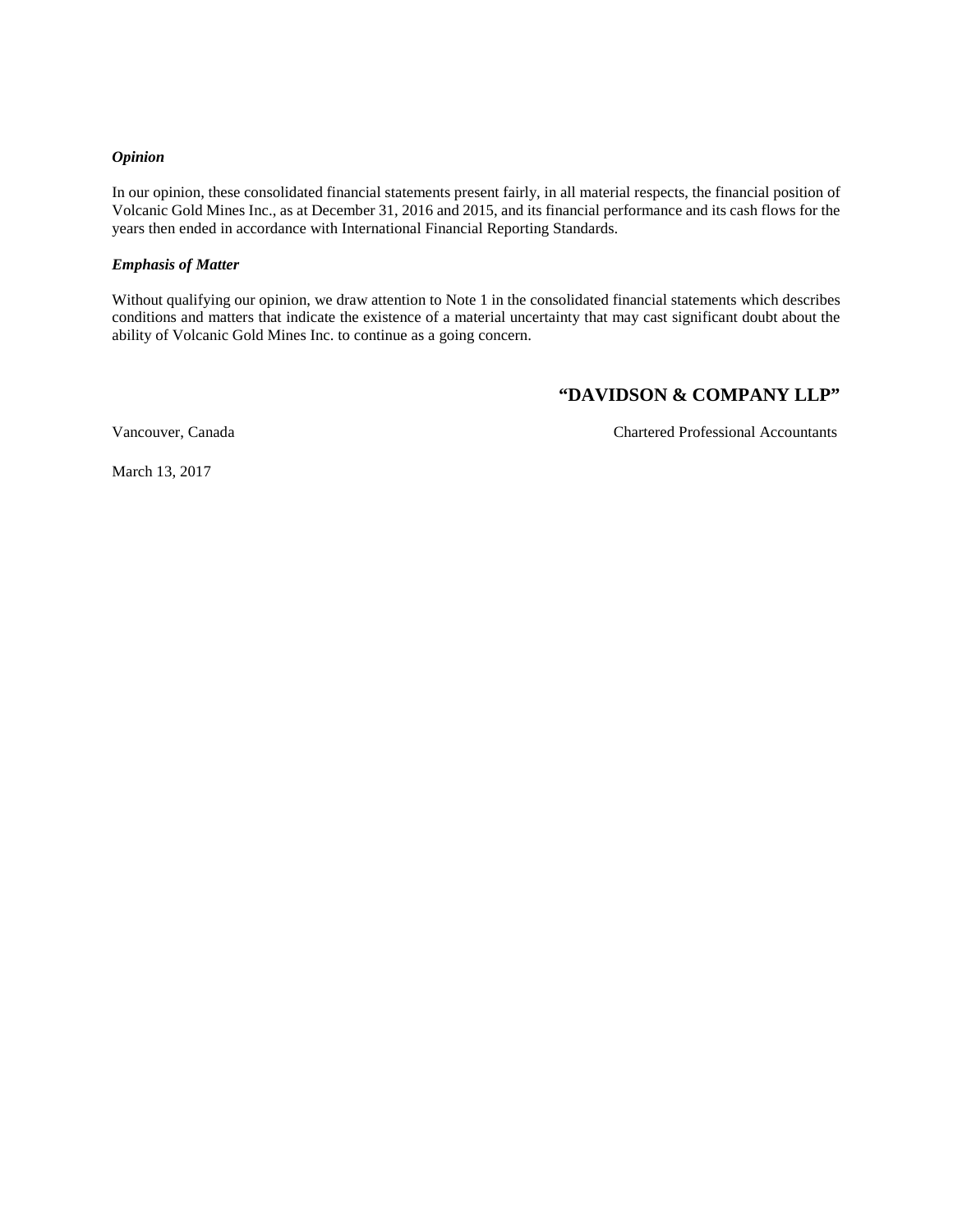***Opinion***

In our opinion, these consolidated financial statements present fairly, in all material respects, the financial position of Volcanic Gold Mines Inc., as at December 31, 2016 and 2015, and its financial performance and its cash flows for the years then ended in accordance with International Financial Reporting Standards.

***Emphasis of Matter***

Without qualifying our opinion, we draw attention to Note 1 in the consolidated financial statements which describes conditions and matters that indicate the existence of a material uncertainty that may cast significant doubt about the ability of Volcanic Gold Mines Inc. to continue as a going concern.

**"DAVIDSON & COMPANY LLP"**

Vancouver, Canada

Chartered Professional Accountants

March 13, 2017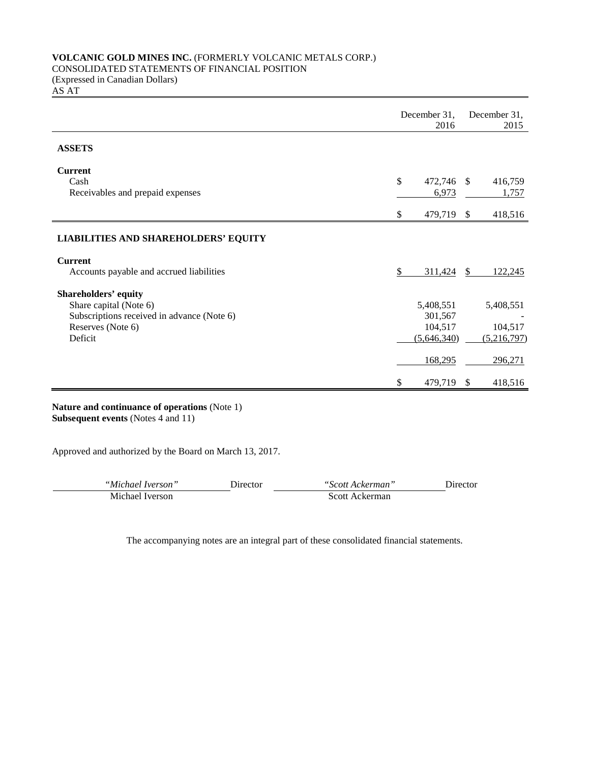**VOLCANIC GOLD MINES INC.** (FORMERLY VOLCANIC METALS CORP.)
CONSOLIDATED STATEMENTS OF FINANCIAL POSITION
(Expressed in Canadian Dollars)
AS AT

| | December 31, 2016 | December 31, 2015 |
|---|---|---|
| **ASSETS** | | |
| **Current** | | |
| Cash | $ 472,746 | $ 416,759 |
| Receivables and prepaid expenses | 6,973 | 1,757 |
| | $ 479,719 | $ 418,516 |
| **LIABILITIES AND SHAREHOLDERS' EQUITY** | | |
| **Current** | | |
| Accounts payable and accrued liabilities | $ 311,424 | $ 122,245 |
| **Shareholders' equity** | | |
| Share capital (Note 6) | 5,408,551 | 5,408,551 |
| Subscriptions received in advance (Note 6) | 301,567 | - |
| Reserves (Note 6) | 104,517 | 104,517 |
| Deficit | (5,646,340) | (5,216,797) |
| | 168,295 | 296,271 |
| | $ 479,719 | $ 418,516 |

**Nature and continuance of operations** (Note 1)
**Subsequent events** (Notes 4 and 11)

Approved and authorized by the Board on March 13, 2017.

| *"Michael Iverson"* | Director | *"Scott Ackerman"* | Director |
|---|---|---|---|
| Michael Iverson | | Scott Ackerman | |

The accompanying notes are an integral part of these consolidated financial statements.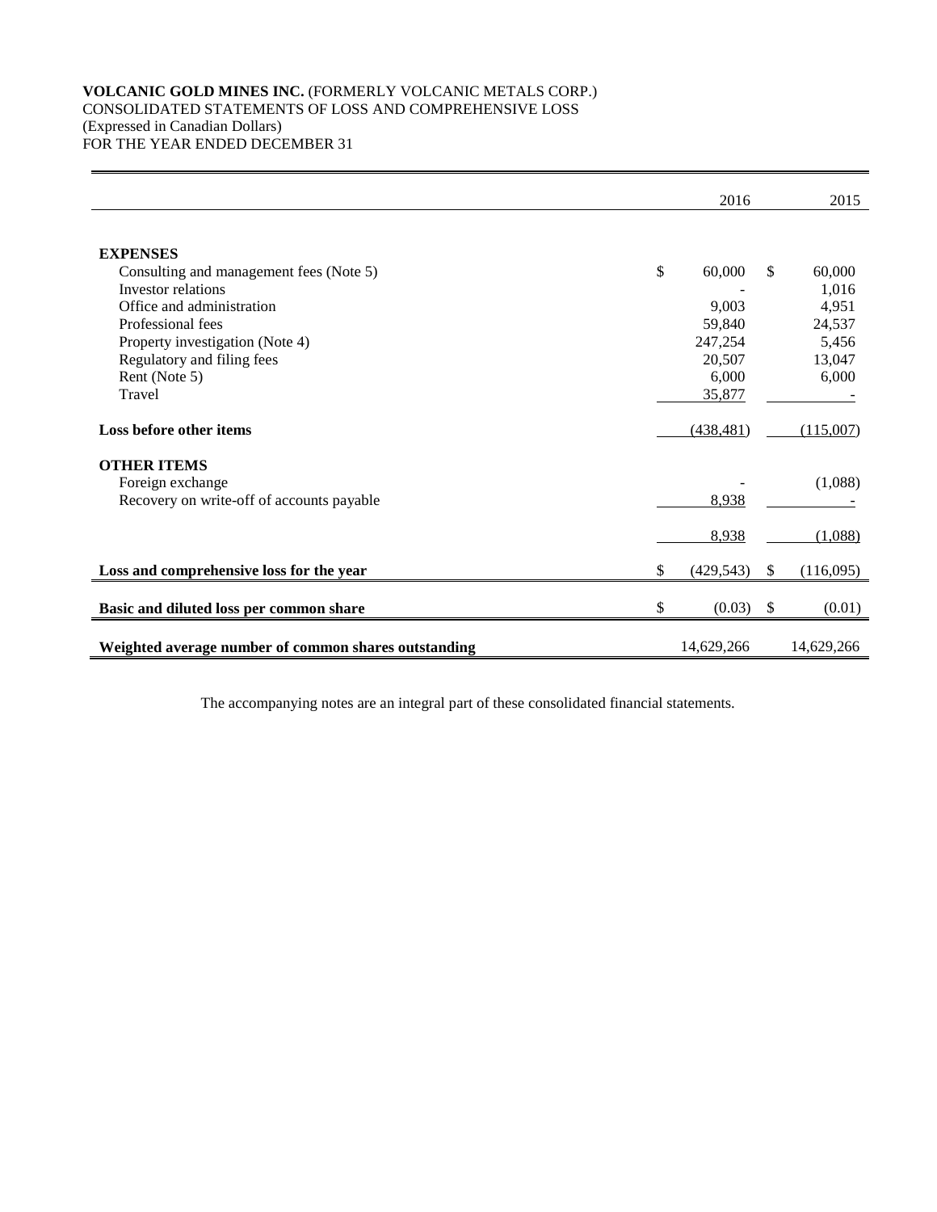**VOLCANIC GOLD MINES INC.** (FORMERLY VOLCANIC METALS CORP.)
CONSOLIDATED STATEMENTS OF LOSS AND COMPREHENSIVE LOSS
(Expressed in Canadian Dollars)
FOR THE YEAR ENDED DECEMBER 31

| | 2016 | 2015 |
|---|---|---|
| **EXPENSES** | | |
| Consulting and management fees (Note 5) | $ 60,000 | $ 60,000 |
| Investor relations | - | 1,016 |
| Office and administration | 9,003 | 4,951 |
| Professional fees | 59,840 | 24,537 |
| Property investigation (Note 4) | 247,254 | 5,456 |
| Regulatory and filing fees | 20,507 | 13,047 |
| Rent (Note 5) | 6,000 | 6,000 |
| Travel | 35,877 | - |
| **Loss before other items** | (438,481) | (115,007) |
| **OTHER ITEMS** | | |
| Foreign exchange | - | (1,088) |
| Recovery on write-off of accounts payable | 8,938 | - |
| | 8,938 | (1,088) |
| **Loss and comprehensive loss for the year** | $ (429,543) | $ (116,095) |
| **Basic and diluted loss per common share** | $ (0.03) | $ (0.01) |
| **Weighted average number of common shares outstanding** | 14,629,266 | 14,629,266 |

The accompanying notes are an integral part of these consolidated financial statements.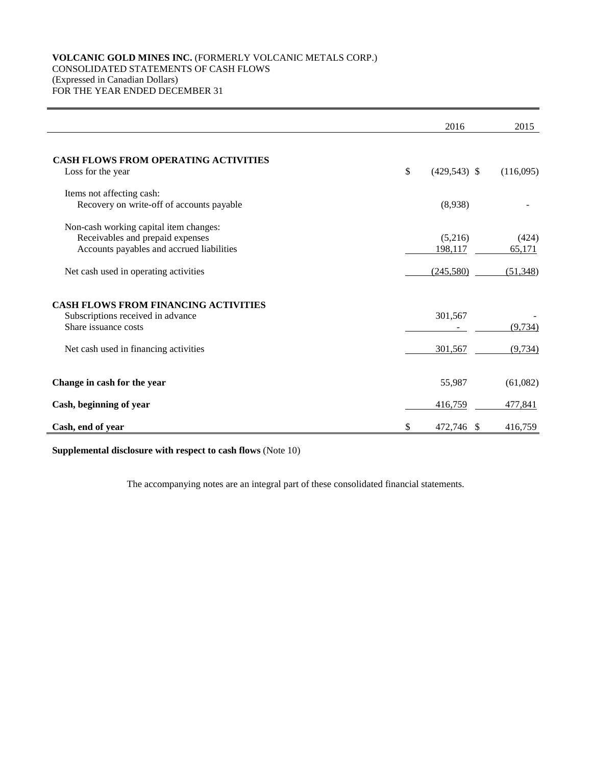**VOLCANIC GOLD MINES INC.** (FORMERLY VOLCANIC METALS CORP.)
CONSOLIDATED STATEMENTS OF CASH FLOWS
(Expressed in Canadian Dollars)
FOR THE YEAR ENDED DECEMBER 31

| | 2016 | 2015 |
|---|---|---|
| **CASH FLOWS FROM OPERATING ACTIVITIES** | | |
| Loss for the year | $ (429,543) | $ (116,095) |
| Items not affecting cash: | | |
| Recovery on write-off of accounts payable | (8,938) | - |
| Non-cash working capital item changes: | | |
| Receivables and prepaid expenses | (5,216) | (424) |
| Accounts payables and accrued liabilities | 198,117 | 65,171 |
| Net cash used in operating activities | (245,580) | (51,348) |
| **CASH FLOWS FROM FINANCING ACTIVITIES** | | |
| Subscriptions received in advance | 301,567 | - |
| Share issuance costs | - | (9,734) |
| Net cash used in financing activities | 301,567 | (9,734) |
| **Change in cash for the year** | 55,987 | (61,082) |
| **Cash, beginning of year** | 416,759 | 477,841 |
| **Cash, end of year** | $ 472,746 | $ 416,759 |

**Supplemental disclosure with respect to cash flows** (Note 10)

The accompanying notes are an integral part of these consolidated financial statements.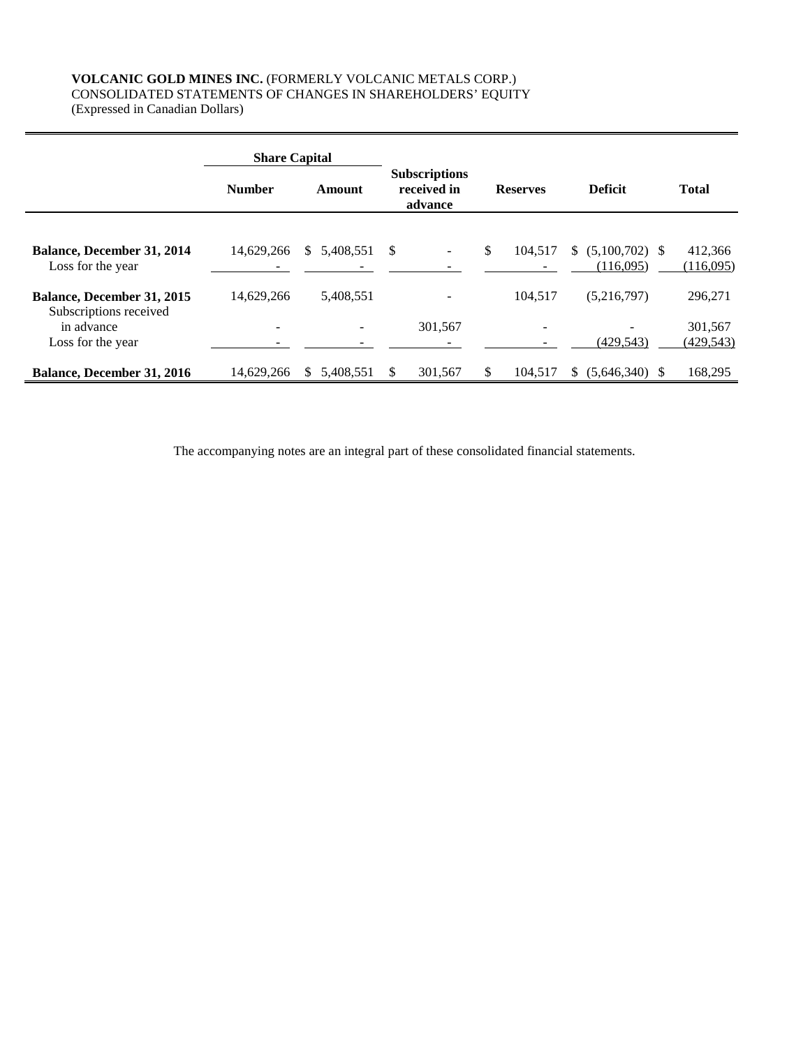**VOLCANIC GOLD MINES INC.** (FORMERLY VOLCANIC METALS CORP.)
CONSOLIDATED STATEMENTS OF CHANGES IN SHAREHOLDERS' EQUITY
(Expressed in Canadian Dollars)

| | Share Capital | | | | | |
|---|---|---|---|---|---|---|
| | **Number** | **Amount** | **Subscriptions received in advance** | **Reserves** | **Deficit** | **Total** |
| **Balance, December 31, 2014** | 14,629,266 | $ 5,408,551 | $ - | $ 104,517 | $ (5,100,702) | $ 412,366 |
| Loss for the year | - | - | - | - | (116,095) | (116,095) |
| **Balance, December 31, 2015** | 14,629,266 | 5,408,551 | - | 104,517 | (5,216,797) | 296,271 |
| Subscriptions received in advance | - | - | 301,567 | - | - | 301,567 |
| Loss for the year | - | - | - | - | (429,543) | (429,543) |
| **Balance, December 31, 2016** | 14,629,266 | $ 5,408,551 | $ 301,567 | $ 104,517 | $ (5,646,340) | $ 168,295 |

The accompanying notes are an integral part of these consolidated financial statements.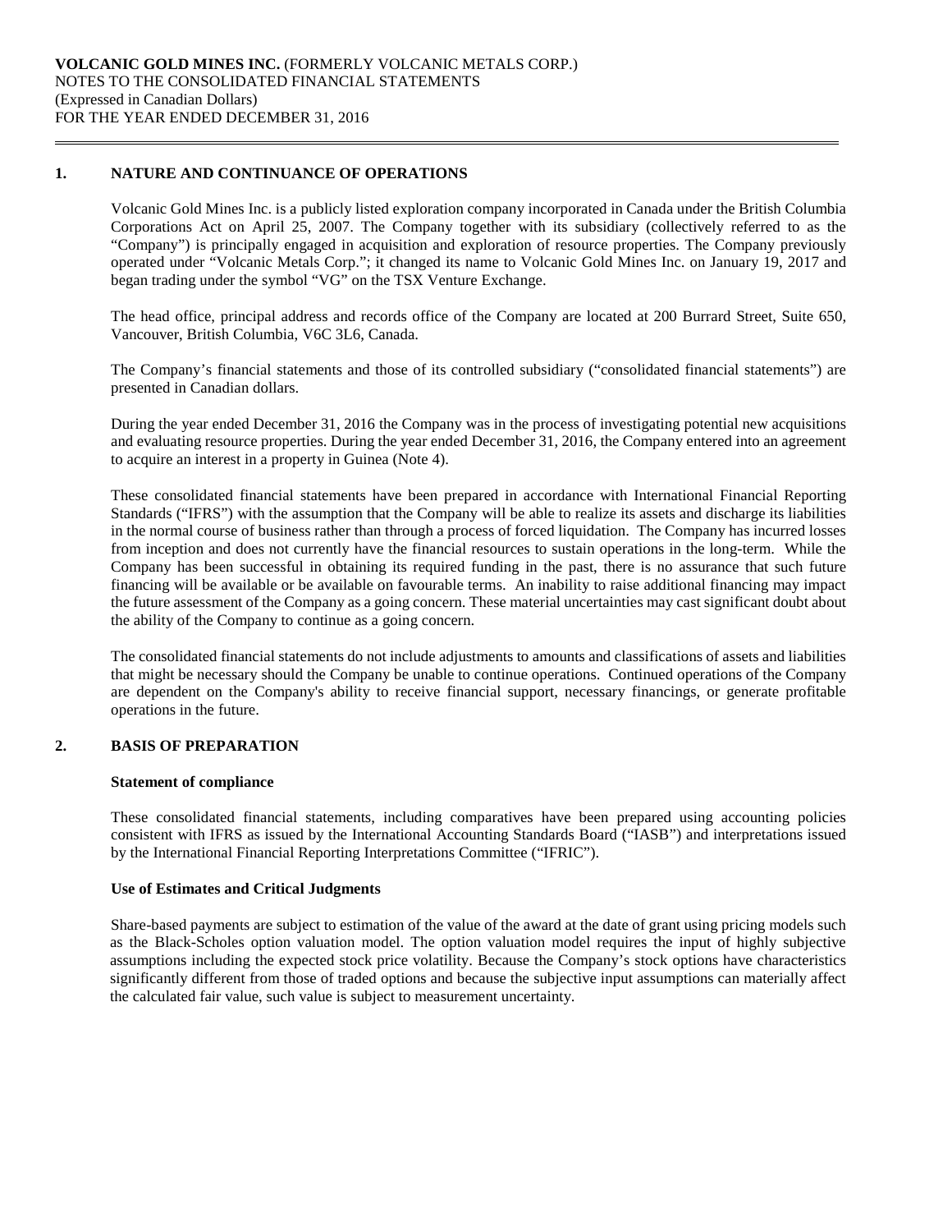## 1. NATURE AND CONTINUANCE OF OPERATIONS

Volcanic Gold Mines Inc. is a publicly listed exploration company incorporated in Canada under the British Columbia Corporations Act on April 25, 2007. The Company together with its subsidiary (collectively referred to as the "Company") is principally engaged in acquisition and exploration of resource properties. The Company previously operated under "Volcanic Metals Corp."; it changed its name to Volcanic Gold Mines Inc. on January 19, 2017 and began trading under the symbol "VG" on the TSX Venture Exchange.

The head office, principal address and records office of the Company are located at 200 Burrard Street, Suite 650, Vancouver, British Columbia, V6C 3L6, Canada.

The Company's financial statements and those of its controlled subsidiary ("consolidated financial statements") are presented in Canadian dollars.

During the year ended December 31, 2016 the Company was in the process of investigating potential new acquisitions and evaluating resource properties. During the year ended December 31, 2016, the Company entered into an agreement to acquire an interest in a property in Guinea (Note 4).

These consolidated financial statements have been prepared in accordance with International Financial Reporting Standards ("IFRS") with the assumption that the Company will be able to realize its assets and discharge its liabilities in the normal course of business rather than through a process of forced liquidation. The Company has incurred losses from inception and does not currently have the financial resources to sustain operations in the long-term. While the Company has been successful in obtaining its required funding in the past, there is no assurance that such future financing will be available or be available on favourable terms. An inability to raise additional financing may impact the future assessment of the Company as a going concern. These material uncertainties may cast significant doubt about the ability of the Company to continue as a going concern.

The consolidated financial statements do not include adjustments to amounts and classifications of assets and liabilities that might be necessary should the Company be unable to continue operations. Continued operations of the Company are dependent on the Company's ability to receive financial support, necessary financings, or generate profitable operations in the future.

## 2. BASIS OF PREPARATION

### Statement of compliance

These consolidated financial statements, including comparatives have been prepared using accounting policies consistent with IFRS as issued by the International Accounting Standards Board ("IASB") and interpretations issued by the International Financial Reporting Interpretations Committee ("IFRIC").

### Use of Estimates and Critical Judgments

Share-based payments are subject to estimation of the value of the award at the date of grant using pricing models such as the Black-Scholes option valuation model. The option valuation model requires the input of highly subjective assumptions including the expected stock price volatility. Because the Company's stock options have characteristics significantly different from those of traded options and because the subjective input assumptions can materially affect the calculated fair value, such value is subject to measurement uncertainty.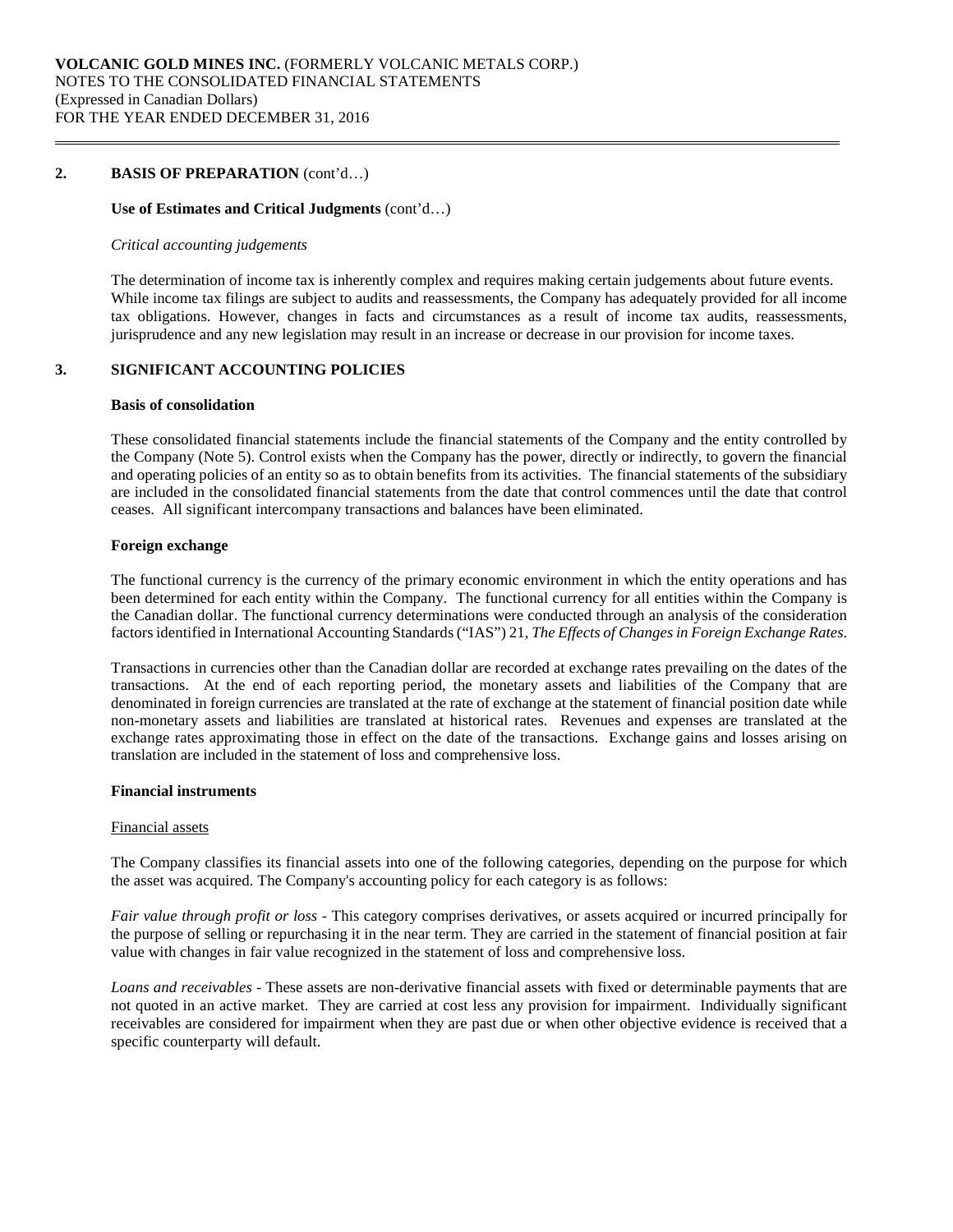## 2. BASIS OF PREPARATION (cont'd…)

**Use of Estimates and Critical Judgments** (cont'd…)

*Critical accounting judgements*

The determination of income tax is inherently complex and requires making certain judgements about future events. While income tax filings are subject to audits and reassessments, the Company has adequately provided for all income tax obligations. However, changes in facts and circumstances as a result of income tax audits, reassessments, jurisprudence and any new legislation may result in an increase or decrease in our provision for income taxes.

## 3. SIGNIFICANT ACCOUNTING POLICIES

**Basis of consolidation**

These consolidated financial statements include the financial statements of the Company and the entity controlled by the Company (Note 5). Control exists when the Company has the power, directly or indirectly, to govern the financial and operating policies of an entity so as to obtain benefits from its activities. The financial statements of the subsidiary are included in the consolidated financial statements from the date that control commences until the date that control ceases. All significant intercompany transactions and balances have been eliminated.

**Foreign exchange**

The functional currency is the currency of the primary economic environment in which the entity operations and has been determined for each entity within the Company. The functional currency for all entities within the Company is the Canadian dollar. The functional currency determinations were conducted through an analysis of the consideration factors identified in International Accounting Standards ("IAS") 21, *The Effects of Changes in Foreign Exchange Rates*.

Transactions in currencies other than the Canadian dollar are recorded at exchange rates prevailing on the dates of the transactions. At the end of each reporting period, the monetary assets and liabilities of the Company that are denominated in foreign currencies are translated at the rate of exchange at the statement of financial position date while non-monetary assets and liabilities are translated at historical rates. Revenues and expenses are translated at the exchange rates approximating those in effect on the date of the transactions. Exchange gains and losses arising on translation are included in the statement of loss and comprehensive loss.

**Financial instruments**

Financial assets

The Company classifies its financial assets into one of the following categories, depending on the purpose for which the asset was acquired. The Company's accounting policy for each category is as follows:

*Fair value through profit or loss* - This category comprises derivatives, or assets acquired or incurred principally for the purpose of selling or repurchasing it in the near term. They are carried in the statement of financial position at fair value with changes in fair value recognized in the statement of loss and comprehensive loss.

*Loans and receivables* - These assets are non-derivative financial assets with fixed or determinable payments that are not quoted in an active market. They are carried at cost less any provision for impairment. Individually significant receivables are considered for impairment when they are past due or when other objective evidence is received that a specific counterparty will default.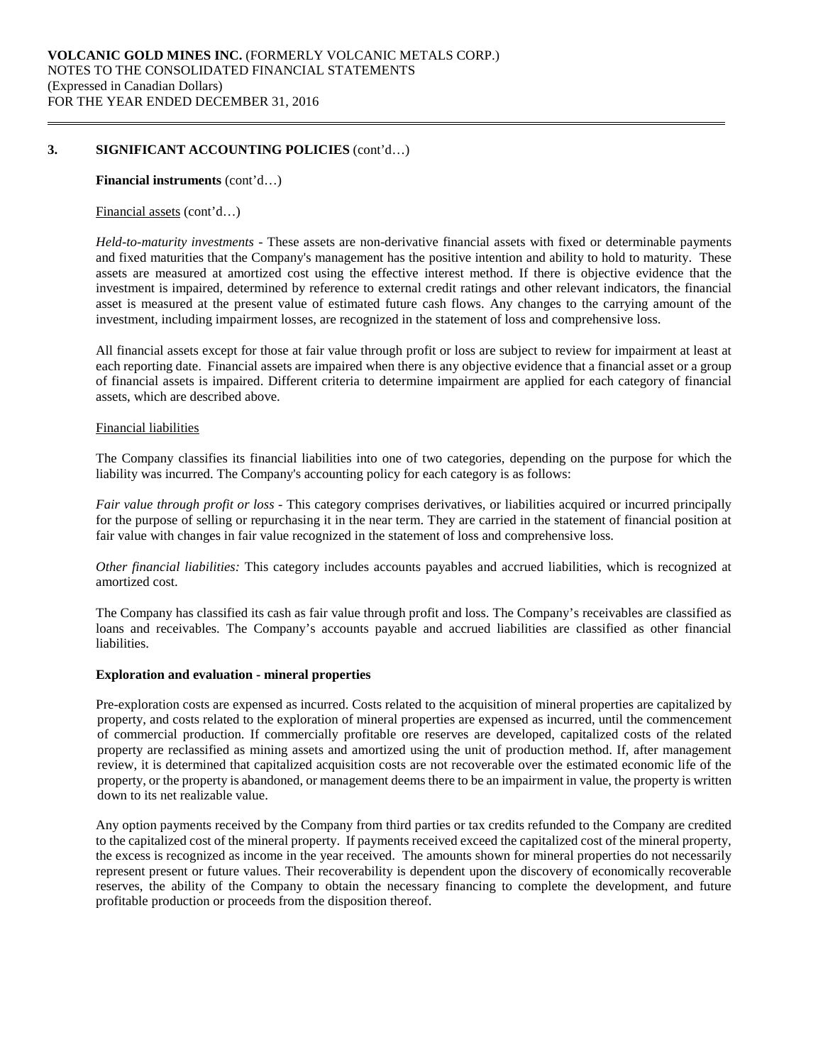## 3. SIGNIFICANT ACCOUNTING POLICIES (cont'd…)

**Financial instruments** (cont'd…)

Financial assets (cont'd…)

*Held-to-maturity investments* - These assets are non-derivative financial assets with fixed or determinable payments and fixed maturities that the Company's management has the positive intention and ability to hold to maturity. These assets are measured at amortized cost using the effective interest method. If there is objective evidence that the investment is impaired, determined by reference to external credit ratings and other relevant indicators, the financial asset is measured at the present value of estimated future cash flows. Any changes to the carrying amount of the investment, including impairment losses, are recognized in the statement of loss and comprehensive loss.

All financial assets except for those at fair value through profit or loss are subject to review for impairment at least at each reporting date. Financial assets are impaired when there is any objective evidence that a financial asset or a group of financial assets is impaired. Different criteria to determine impairment are applied for each category of financial assets, which are described above.

Financial liabilities

The Company classifies its financial liabilities into one of two categories, depending on the purpose for which the liability was incurred. The Company's accounting policy for each category is as follows:

*Fair value through profit or loss* - This category comprises derivatives, or liabilities acquired or incurred principally for the purpose of selling or repurchasing it in the near term. They are carried in the statement of financial position at fair value with changes in fair value recognized in the statement of loss and comprehensive loss.

*Other financial liabilities:* This category includes accounts payables and accrued liabilities, which is recognized at amortized cost.

The Company has classified its cash as fair value through profit and loss. The Company's receivables are classified as loans and receivables. The Company's accounts payable and accrued liabilities are classified as other financial liabilities.

**Exploration and evaluation - mineral properties**

Pre-exploration costs are expensed as incurred. Costs related to the acquisition of mineral properties are capitalized by property, and costs related to the exploration of mineral properties are expensed as incurred, until the commencement of commercial production. If commercially profitable ore reserves are developed, capitalized costs of the related property are reclassified as mining assets and amortized using the unit of production method. If, after management review, it is determined that capitalized acquisition costs are not recoverable over the estimated economic life of the property, or the property is abandoned, or management deems there to be an impairment in value, the property is written down to its net realizable value.

Any option payments received by the Company from third parties or tax credits refunded to the Company are credited to the capitalized cost of the mineral property. If payments received exceed the capitalized cost of the mineral property, the excess is recognized as income in the year received. The amounts shown for mineral properties do not necessarily represent present or future values. Their recoverability is dependent upon the discovery of economically recoverable reserves, the ability of the Company to obtain the necessary financing to complete the development, and future profitable production or proceeds from the disposition thereof.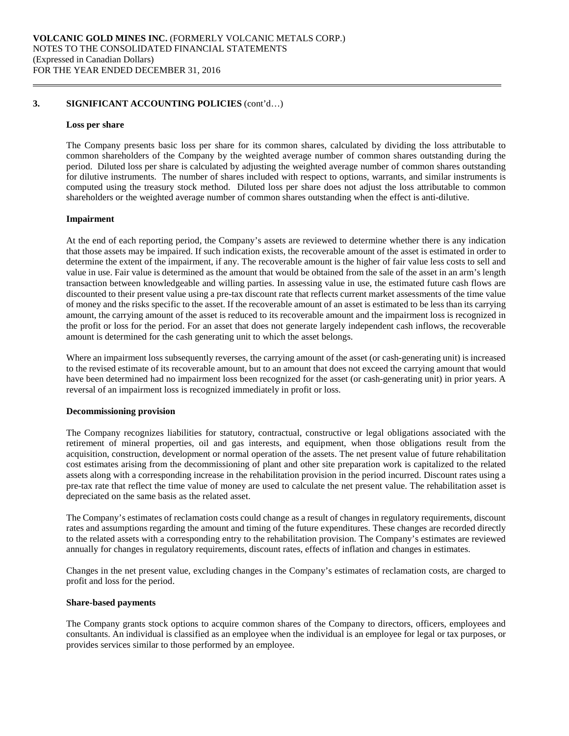## 3. SIGNIFICANT ACCOUNTING POLICIES (cont'd…)

### Loss per share

The Company presents basic loss per share for its common shares, calculated by dividing the loss attributable to common shareholders of the Company by the weighted average number of common shares outstanding during the period. Diluted loss per share is calculated by adjusting the weighted average number of common shares outstanding for dilutive instruments. The number of shares included with respect to options, warrants, and similar instruments is computed using the treasury stock method. Diluted loss per share does not adjust the loss attributable to common shareholders or the weighted average number of common shares outstanding when the effect is anti-dilutive.

### Impairment

At the end of each reporting period, the Company's assets are reviewed to determine whether there is any indication that those assets may be impaired. If such indication exists, the recoverable amount of the asset is estimated in order to determine the extent of the impairment, if any. The recoverable amount is the higher of fair value less costs to sell and value in use. Fair value is determined as the amount that would be obtained from the sale of the asset in an arm's length transaction between knowledgeable and willing parties. In assessing value in use, the estimated future cash flows are discounted to their present value using a pre-tax discount rate that reflects current market assessments of the time value of money and the risks specific to the asset. If the recoverable amount of an asset is estimated to be less than its carrying amount, the carrying amount of the asset is reduced to its recoverable amount and the impairment loss is recognized in the profit or loss for the period. For an asset that does not generate largely independent cash inflows, the recoverable amount is determined for the cash generating unit to which the asset belongs.

Where an impairment loss subsequently reverses, the carrying amount of the asset (or cash-generating unit) is increased to the revised estimate of its recoverable amount, but to an amount that does not exceed the carrying amount that would have been determined had no impairment loss been recognized for the asset (or cash-generating unit) in prior years. A reversal of an impairment loss is recognized immediately in profit or loss.

### Decommissioning provision

The Company recognizes liabilities for statutory, contractual, constructive or legal obligations associated with the retirement of mineral properties, oil and gas interests, and equipment, when those obligations result from the acquisition, construction, development or normal operation of the assets. The net present value of future rehabilitation cost estimates arising from the decommissioning of plant and other site preparation work is capitalized to the related assets along with a corresponding increase in the rehabilitation provision in the period incurred. Discount rates using a pre-tax rate that reflect the time value of money are used to calculate the net present value. The rehabilitation asset is depreciated on the same basis as the related asset.

The Company's estimates of reclamation costs could change as a result of changes in regulatory requirements, discount rates and assumptions regarding the amount and timing of the future expenditures. These changes are recorded directly to the related assets with a corresponding entry to the rehabilitation provision. The Company's estimates are reviewed annually for changes in regulatory requirements, discount rates, effects of inflation and changes in estimates.

Changes in the net present value, excluding changes in the Company's estimates of reclamation costs, are charged to profit and loss for the period.

### Share-based payments

The Company grants stock options to acquire common shares of the Company to directors, officers, employees and consultants. An individual is classified as an employee when the individual is an employee for legal or tax purposes, or provides services similar to those performed by an employee.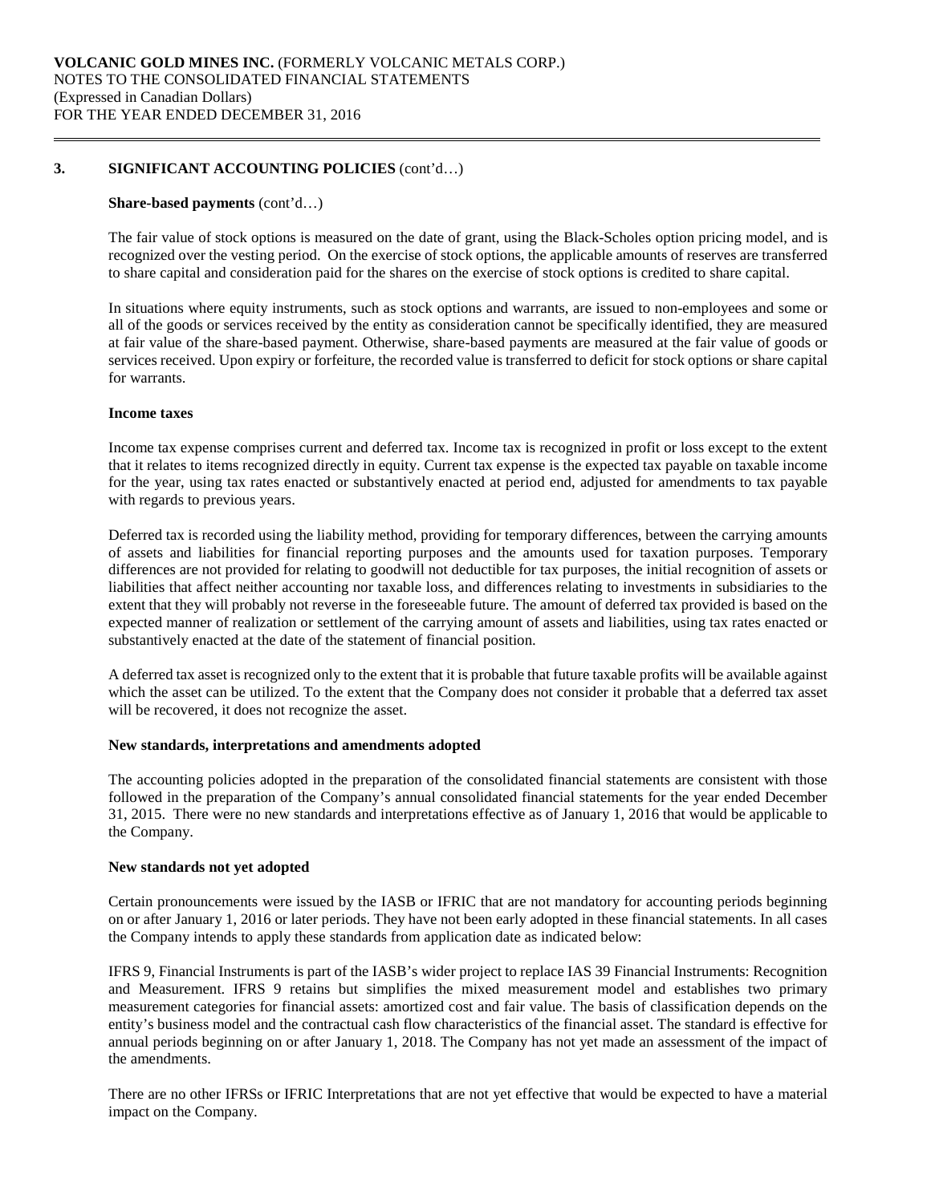## 3. SIGNIFICANT ACCOUNTING POLICIES (cont'd…)

**Share-based payments** (cont'd…)

The fair value of stock options is measured on the date of grant, using the Black-Scholes option pricing model, and is recognized over the vesting period. On the exercise of stock options, the applicable amounts of reserves are transferred to share capital and consideration paid for the shares on the exercise of stock options is credited to share capital.

In situations where equity instruments, such as stock options and warrants, are issued to non-employees and some or all of the goods or services received by the entity as consideration cannot be specifically identified, they are measured at fair value of the share-based payment. Otherwise, share-based payments are measured at the fair value of goods or services received. Upon expiry or forfeiture, the recorded value is transferred to deficit for stock options or share capital for warrants.

**Income taxes**

Income tax expense comprises current and deferred tax. Income tax is recognized in profit or loss except to the extent that it relates to items recognized directly in equity. Current tax expense is the expected tax payable on taxable income for the year, using tax rates enacted or substantively enacted at period end, adjusted for amendments to tax payable with regards to previous years.

Deferred tax is recorded using the liability method, providing for temporary differences, between the carrying amounts of assets and liabilities for financial reporting purposes and the amounts used for taxation purposes. Temporary differences are not provided for relating to goodwill not deductible for tax purposes, the initial recognition of assets or liabilities that affect neither accounting nor taxable loss, and differences relating to investments in subsidiaries to the extent that they will probably not reverse in the foreseeable future. The amount of deferred tax provided is based on the expected manner of realization or settlement of the carrying amount of assets and liabilities, using tax rates enacted or substantively enacted at the date of the statement of financial position.

A deferred tax asset is recognized only to the extent that it is probable that future taxable profits will be available against which the asset can be utilized. To the extent that the Company does not consider it probable that a deferred tax asset will be recovered, it does not recognize the asset.

**New standards, interpretations and amendments adopted**

The accounting policies adopted in the preparation of the consolidated financial statements are consistent with those followed in the preparation of the Company's annual consolidated financial statements for the year ended December 31, 2015. There were no new standards and interpretations effective as of January 1, 2016 that would be applicable to the Company.

**New standards not yet adopted**

Certain pronouncements were issued by the IASB or IFRIC that are not mandatory for accounting periods beginning on or after January 1, 2016 or later periods. They have not been early adopted in these financial statements. In all cases the Company intends to apply these standards from application date as indicated below:

IFRS 9, Financial Instruments is part of the IASB's wider project to replace IAS 39 Financial Instruments: Recognition and Measurement. IFRS 9 retains but simplifies the mixed measurement model and establishes two primary measurement categories for financial assets: amortized cost and fair value. The basis of classification depends on the entity's business model and the contractual cash flow characteristics of the financial asset. The standard is effective for annual periods beginning on or after January 1, 2018. The Company has not yet made an assessment of the impact of the amendments.

There are no other IFRSs or IFRIC Interpretations that are not yet effective that would be expected to have a material impact on the Company.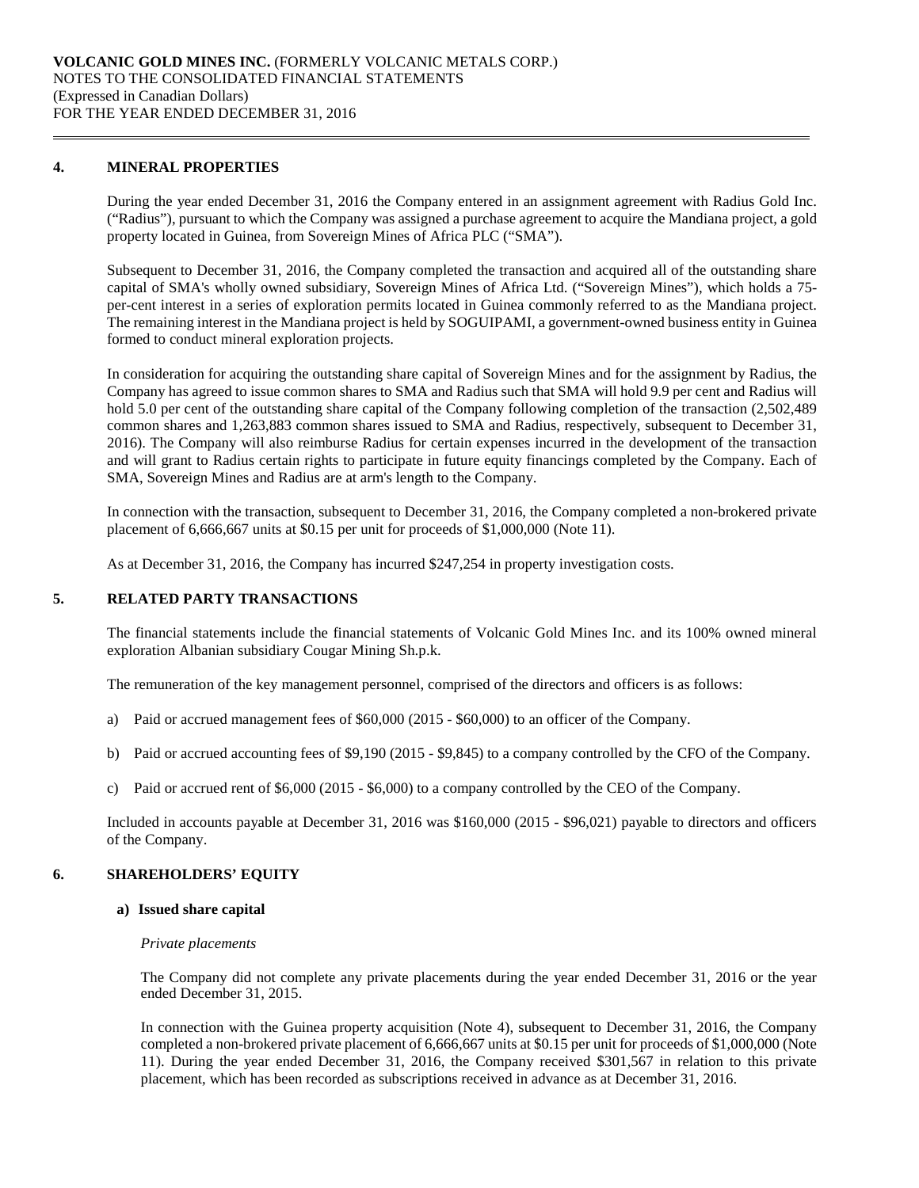## 4. MINERAL PROPERTIES

During the year ended December 31, 2016 the Company entered in an assignment agreement with Radius Gold Inc. ("Radius"), pursuant to which the Company was assigned a purchase agreement to acquire the Mandiana project, a gold property located in Guinea, from Sovereign Mines of Africa PLC ("SMA").

Subsequent to December 31, 2016, the Company completed the transaction and acquired all of the outstanding share capital of SMA's wholly owned subsidiary, Sovereign Mines of Africa Ltd. ("Sovereign Mines"), which holds a 75-per-cent interest in a series of exploration permits located in Guinea commonly referred to as the Mandiana project. The remaining interest in the Mandiana project is held by SOGUIPAMI, a government-owned business entity in Guinea formed to conduct mineral exploration projects.

In consideration for acquiring the outstanding share capital of Sovereign Mines and for the assignment by Radius, the Company has agreed to issue common shares to SMA and Radius such that SMA will hold 9.9 per cent and Radius will hold 5.0 per cent of the outstanding share capital of the Company following completion of the transaction (2,502,489 common shares and 1,263,883 common shares issued to SMA and Radius, respectively, subsequent to December 31, 2016). The Company will also reimburse Radius for certain expenses incurred in the development of the transaction and will grant to Radius certain rights to participate in future equity financings completed by the Company. Each of SMA, Sovereign Mines and Radius are at arm's length to the Company.

In connection with the transaction, subsequent to December 31, 2016, the Company completed a non-brokered private placement of 6,666,667 units at $0.15 per unit for proceeds of $1,000,000 (Note 11).

As at December 31, 2016, the Company has incurred $247,254 in property investigation costs.

## 5. RELATED PARTY TRANSACTIONS

The financial statements include the financial statements of Volcanic Gold Mines Inc. and its 100% owned mineral exploration Albanian subsidiary Cougar Mining Sh.p.k.

The remuneration of the key management personnel, comprised of the directors and officers is as follows:

a) Paid or accrued management fees of $60,000 (2015 - $60,000) to an officer of the Company.

b) Paid or accrued accounting fees of $9,190 (2015 - $9,845) to a company controlled by the CFO of the Company.

c) Paid or accrued rent of $6,000 (2015 - $6,000) to a company controlled by the CEO of the Company.

Included in accounts payable at December 31, 2016 was $160,000 (2015 - $96,021) payable to directors and officers of the Company.

## 6. SHAREHOLDERS' EQUITY

### a) Issued share capital

*Private placements*

The Company did not complete any private placements during the year ended December 31, 2016 or the year ended December 31, 2015.

In connection with the Guinea property acquisition (Note 4), subsequent to December 31, 2016, the Company completed a non-brokered private placement of 6,666,667 units at $0.15 per unit for proceeds of $1,000,000 (Note 11). During the year ended December 31, 2016, the Company received $301,567 in relation to this private placement, which has been recorded as subscriptions received in advance as at December 31, 2016.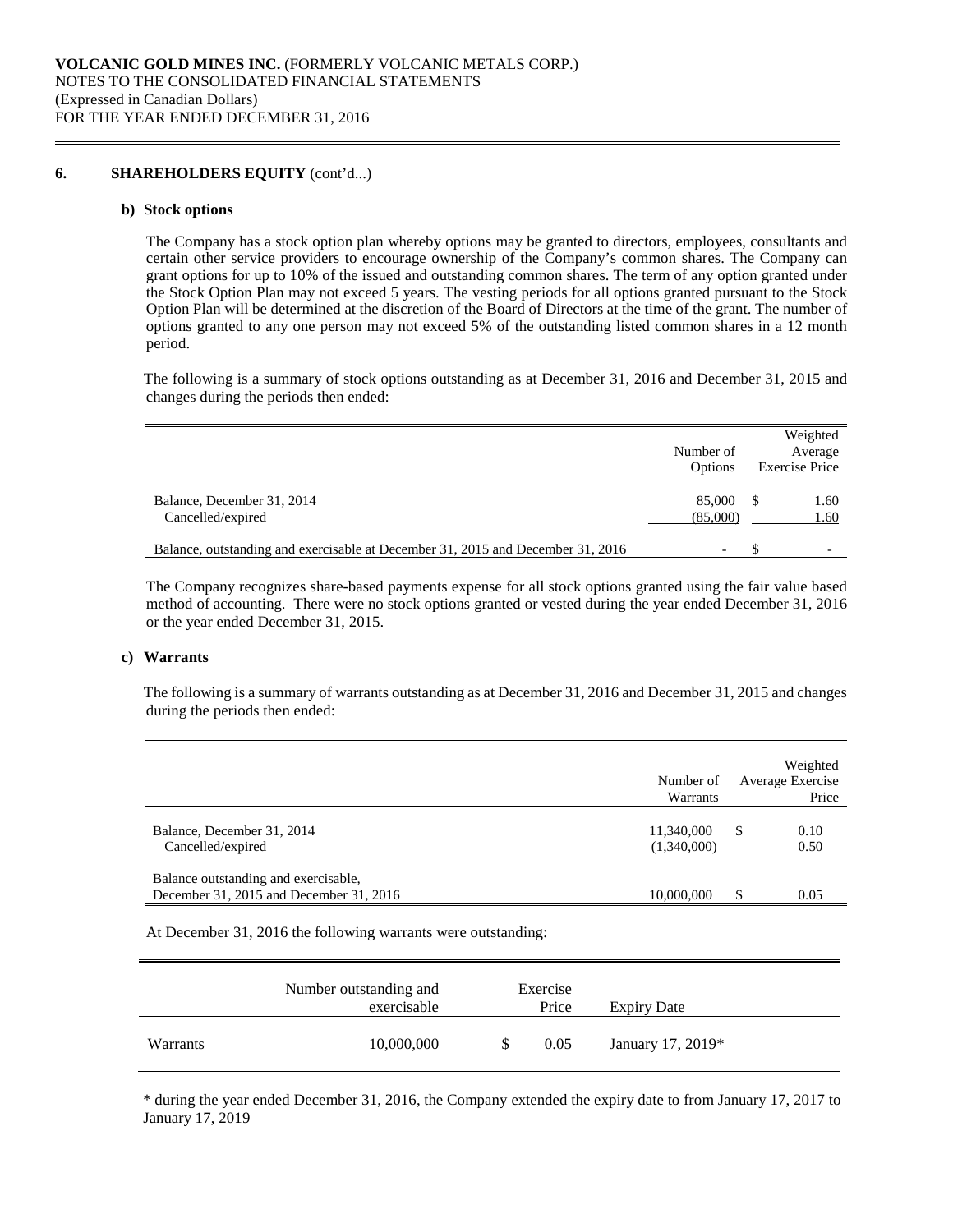## 6. SHAREHOLDERS EQUITY (cont'd...)

### b) Stock options

The Company has a stock option plan whereby options may be granted to directors, employees, consultants and certain other service providers to encourage ownership of the Company's common shares. The Company can grant options for up to 10% of the issued and outstanding common shares. The term of any option granted under the Stock Option Plan may not exceed 5 years. The vesting periods for all options granted pursuant to the Stock Option Plan will be determined at the discretion of the Board of Directors at the time of the grant. The number of options granted to any one person may not exceed 5% of the outstanding listed common shares in a 12 month period.

The following is a summary of stock options outstanding as at December 31, 2016 and December 31, 2015 and changes during the periods then ended:

| | Number of Options | Weighted Average Exercise Price |
|---|---|---|
| Balance, December 31, 2014 | 85,000 | $ 1.60 |
| Cancelled/expired | (85,000) | 1.60 |
| Balance, outstanding and exercisable at December 31, 2015 and December 31, 2016 | - | $ - |

The Company recognizes share-based payments expense for all stock options granted using the fair value based method of accounting. There were no stock options granted or vested during the year ended December 31, 2016 or the year ended December 31, 2015.

### c) Warrants

The following is a summary of warrants outstanding as at December 31, 2016 and December 31, 2015 and changes during the periods then ended:

| | Number of Warrants | Weighted Average Exercise Price |
|---|---|---|
| Balance, December 31, 2014 | 11,340,000 | $ 0.10 |
| Cancelled/expired | (1,340,000) | 0.50 |
| Balance outstanding and exercisable, December 31, 2015 and December 31, 2016 | 10,000,000 | $ 0.05 |

At December 31, 2016 the following warrants were outstanding:

| | Number outstanding and exercisable | Exercise Price | Expiry Date |
|---|---|---|---|
| Warrants | 10,000,000 | $ 0.05 | January 17, 2019* |

* during the year ended December 31, 2016, the Company extended the expiry date to from January 17, 2017 to January 17, 2019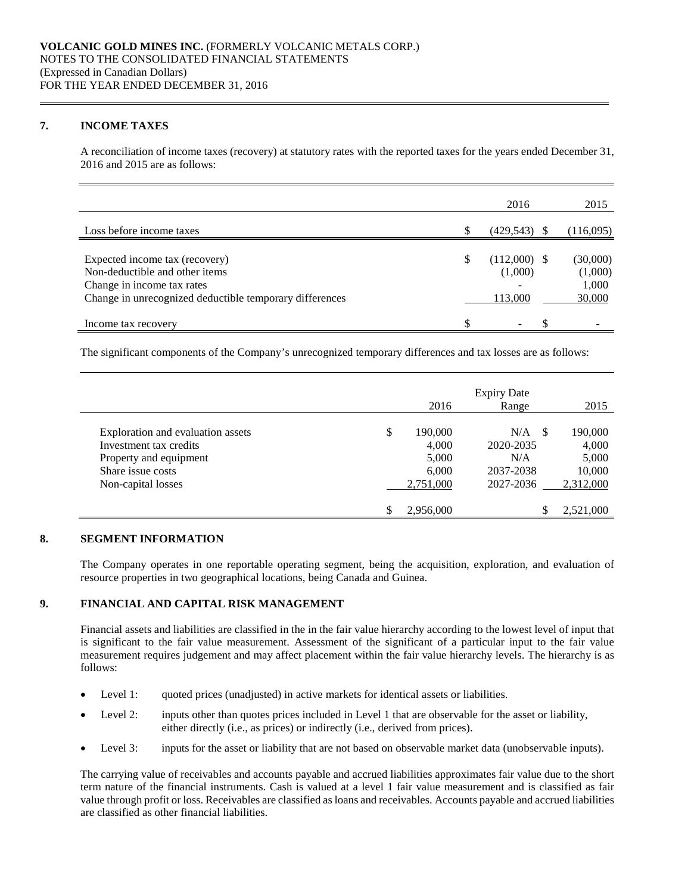## 7. INCOME TAXES

A reconciliation of income taxes (recovery) at statutory rates with the reported taxes for the years ended December 31, 2016 and 2015 are as follows:

| | 2016 | 2015 |
|---|---|---|
| Loss before income taxes | $ (429,543) | $ (116,095) |
| Expected income tax (recovery) | $ (112,000) | $ (30,000) |
| Non-deductible and other items | (1,000) | (1,000) |
| Change in income tax rates | - | 1,000 |
| Change in unrecognized deductible temporary differences | 113,000 | 30,000 |
| Income tax recovery | $ - | $ - |

The significant components of the Company's unrecognized temporary differences and tax losses are as follows:

| | 2016 | Expiry Date Range | 2015 |
|---|---|---|---|
| Exploration and evaluation assets | $ 190,000 | N/A | $ 190,000 |
| Investment tax credits | 4,000 | 2020-2035 | 4,000 |
| Property and equipment | 5,000 | N/A | 5,000 |
| Share issue costs | 6,000 | 2037-2038 | 10,000 |
| Non-capital losses | 2,751,000 | 2027-2036 | 2,312,000 |
| | $ 2,956,000 | | $ 2,521,000 |

## 8. SEGMENT INFORMATION

The Company operates in one reportable operating segment, being the acquisition, exploration, and evaluation of resource properties in two geographical locations, being Canada and Guinea.

## 9. FINANCIAL AND CAPITAL RISK MANAGEMENT

Financial assets and liabilities are classified in the in the fair value hierarchy according to the lowest level of input that is significant to the fair value measurement. Assessment of the significant of a particular input to the fair value measurement requires judgement and may affect placement within the fair value hierarchy levels. The hierarchy is as follows:

- Level 1: quoted prices (unadjusted) in active markets for identical assets or liabilities.
- Level 2: inputs other than quotes prices included in Level 1 that are observable for the asset or liability, either directly (i.e., as prices) or indirectly (i.e., derived from prices).
- Level 3: inputs for the asset or liability that are not based on observable market data (unobservable inputs).

The carrying value of receivables and accounts payable and accrued liabilities approximates fair value due to the short term nature of the financial instruments. Cash is valued at a level 1 fair value measurement and is classified as fair value through profit or loss. Receivables are classified as loans and receivables. Accounts payable and accrued liabilities are classified as other financial liabilities.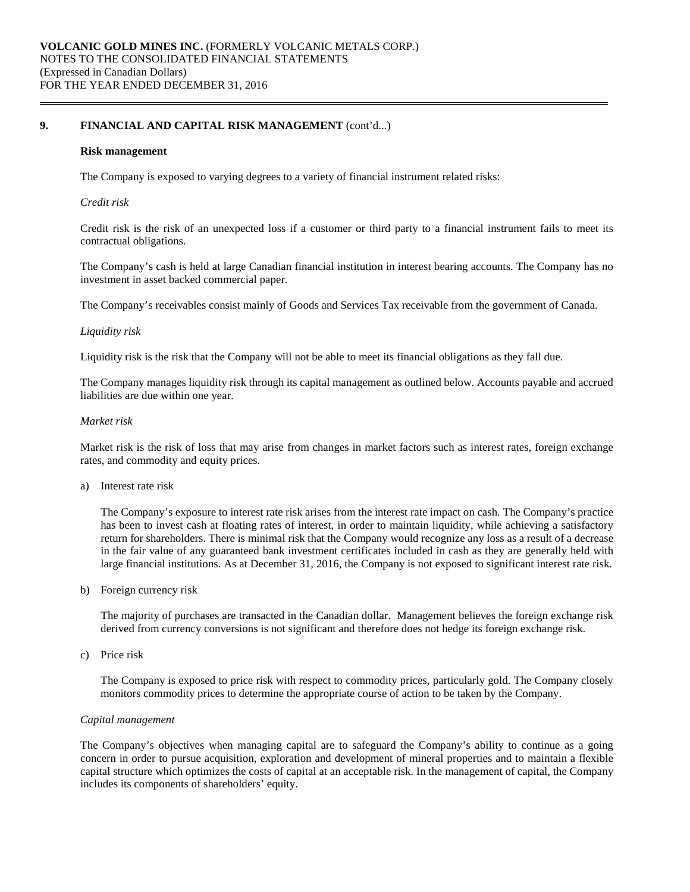## 9. FINANCIAL AND CAPITAL RISK MANAGEMENT (cont'd...)

**Risk management**

The Company is exposed to varying degrees to a variety of financial instrument related risks:

*Credit risk*

Credit risk is the risk of an unexpected loss if a customer or third party to a financial instrument fails to meet its contractual obligations.

The Company's cash is held at large Canadian financial institution in interest bearing accounts. The Company has no investment in asset backed commercial paper.

The Company's receivables consist mainly of Goods and Services Tax receivable from the government of Canada.

*Liquidity risk*

Liquidity risk is the risk that the Company will not be able to meet its financial obligations as they fall due.

The Company manages liquidity risk through its capital management as outlined below. Accounts payable and accrued liabilities are due within one year.

*Market risk*

Market risk is the risk of loss that may arise from changes in market factors such as interest rates, foreign exchange rates, and commodity and equity prices.

a) Interest rate risk

   The Company's exposure to interest rate risk arises from the interest rate impact on cash. The Company's practice has been to invest cash at floating rates of interest, in order to maintain liquidity, while achieving a satisfactory return for shareholders. There is minimal risk that the Company would recognize any loss as a result of a decrease in the fair value of any guaranteed bank investment certificates included in cash as they are generally held with large financial institutions. As at December 31, 2016, the Company is not exposed to significant interest rate risk.

b) Foreign currency risk

   The majority of purchases are transacted in the Canadian dollar. Management believes the foreign exchange risk derived from currency conversions is not significant and therefore does not hedge its foreign exchange risk.

c) Price risk

   The Company is exposed to price risk with respect to commodity prices, particularly gold. The Company closely monitors commodity prices to determine the appropriate course of action to be taken by the Company.

*Capital management*

The Company's objectives when managing capital are to safeguard the Company's ability to continue as a going concern in order to pursue acquisition, exploration and development of mineral properties and to maintain a flexible capital structure which optimizes the costs of capital at an acceptable risk. In the management of capital, the Company includes its components of shareholders' equity.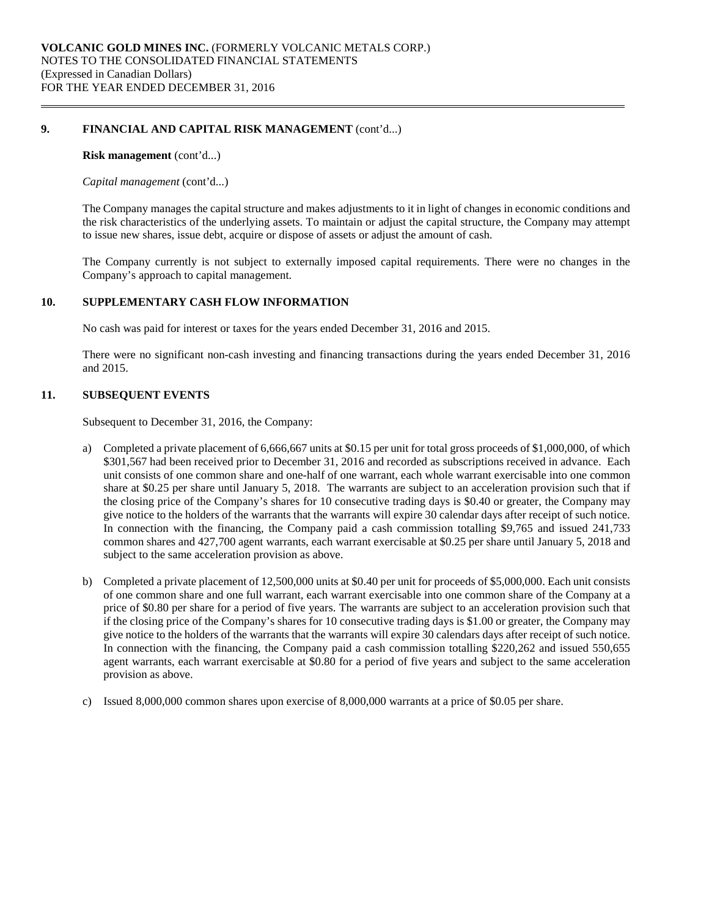## 9. FINANCIAL AND CAPITAL RISK MANAGEMENT (cont'd...)

**Risk management** (cont'd...)

*Capital management* (cont'd...)

The Company manages the capital structure and makes adjustments to it in light of changes in economic conditions and the risk characteristics of the underlying assets. To maintain or adjust the capital structure, the Company may attempt to issue new shares, issue debt, acquire or dispose of assets or adjust the amount of cash.

The Company currently is not subject to externally imposed capital requirements. There were no changes in the Company's approach to capital management.

## 10. SUPPLEMENTARY CASH FLOW INFORMATION

No cash was paid for interest or taxes for the years ended December 31, 2016 and 2015.

There were no significant non-cash investing and financing transactions during the years ended December 31, 2016 and 2015.

## 11. SUBSEQUENT EVENTS

Subsequent to December 31, 2016, the Company:

a) Completed a private placement of 6,666,667 units at $0.15 per unit for total gross proceeds of $1,000,000, of which $301,567 had been received prior to December 31, 2016 and recorded as subscriptions received in advance. Each unit consists of one common share and one-half of one warrant, each whole warrant exercisable into one common share at $0.25 per share until January 5, 2018. The warrants are subject to an acceleration provision such that if the closing price of the Company's shares for 10 consecutive trading days is $0.40 or greater, the Company may give notice to the holders of the warrants that the warrants will expire 30 calendar days after receipt of such notice. In connection with the financing, the Company paid a cash commission totalling $9,765 and issued 241,733 common shares and 427,700 agent warrants, each warrant exercisable at $0.25 per share until January 5, 2018 and subject to the same acceleration provision as above.

b) Completed a private placement of 12,500,000 units at $0.40 per unit for proceeds of $5,000,000. Each unit consists of one common share and one full warrant, each warrant exercisable into one common share of the Company at a price of $0.80 per share for a period of five years. The warrants are subject to an acceleration provision such that if the closing price of the Company's shares for 10 consecutive trading days is $1.00 or greater, the Company may give notice to the holders of the warrants that the warrants will expire 30 calendars days after receipt of such notice. In connection with the financing, the Company paid a cash commission totalling $220,262 and issued 550,655 agent warrants, each warrant exercisable at $0.80 for a period of five years and subject to the same acceleration provision as above.

c) Issued 8,000,000 common shares upon exercise of 8,000,000 warrants at a price of $0.05 per share.